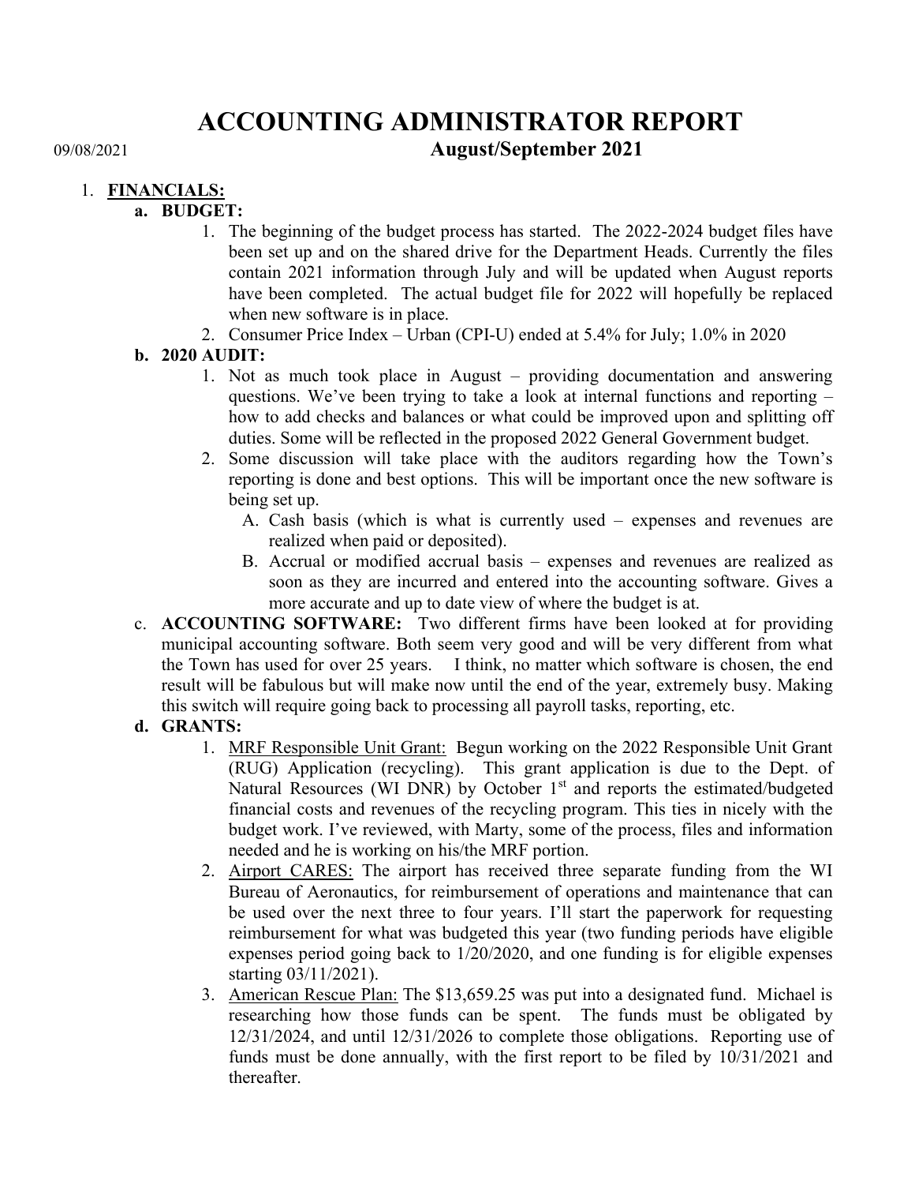# ACCOUNTING ADMINISTRATOR REPORT

09/08/2021 **August/September 2021**

1. **FINANCIALS:**
   - **a. BUDGET:**
     1. The beginning of the budget process has started. The 2022-2024 budget files have been set up and on the shared drive for the Department Heads. Currently the files contain 2021 information through July and will be updated when August reports have been completed. The actual budget file for 2022 will hopefully be replaced when new software is in place.
     2. Consumer Price Index – Urban (CPI-U) ended at 5.4% for July; 1.0% in 2020
   - **b. 2020 AUDIT:**
     1. Not as much took place in August – providing documentation and answering questions. We've been trying to take a look at internal functions and reporting – how to add checks and balances or what could be improved upon and splitting off duties. Some will be reflected in the proposed 2022 General Government budget.
     2. Some discussion will take place with the auditors regarding how the Town's reporting is done and best options. This will be important once the new software is being set up.
        - A. Cash basis (which is what is currently used – expenses and revenues are realized when paid or deposited).
        - B. Accrual or modified accrual basis – expenses and revenues are realized as soon as they are incurred and entered into the accounting software. Gives a more accurate and up to date view of where the budget is at.
   - c. **ACCOUNTING SOFTWARE:** Two different firms have been looked at for providing municipal accounting software. Both seem very good and will be very different from what the Town has used for over 25 years. I think, no matter which software is chosen, the end result will be fabulous but will make now until the end of the year, extremely busy. Making this switch will require going back to processing all payroll tasks, reporting, etc.
   - **d. GRANTS:**
     1. <u>MRF Responsible Unit Grant:</u> Begun working on the 2022 Responsible Unit Grant (RUG) Application (recycling). This grant application is due to the Dept. of Natural Resources (WI DNR) by October 1st and reports the estimated/budgeted financial costs and revenues of the recycling program. This ties in nicely with the budget work. I've reviewed, with Marty, some of the process, files and information needed and he is working on his/the MRF portion.
     2. <u>Airport CARES:</u> The airport has received three separate funding from the WI Bureau of Aeronautics, for reimbursement of operations and maintenance that can be used over the next three to four years. I'll start the paperwork for requesting reimbursement for what was budgeted this year (two funding periods have eligible expenses period going back to 1/20/2020, and one funding is for eligible expenses starting 03/11/2021).
     3. <u>American Rescue Plan:</u> The $13,659.25 was put into a designated fund. Michael is researching how those funds can be spent. The funds must be obligated by 12/31/2024, and until 12/31/2026 to complete those obligations. Reporting use of funds must be done annually, with the first report to be filed by 10/31/2021 and thereafter.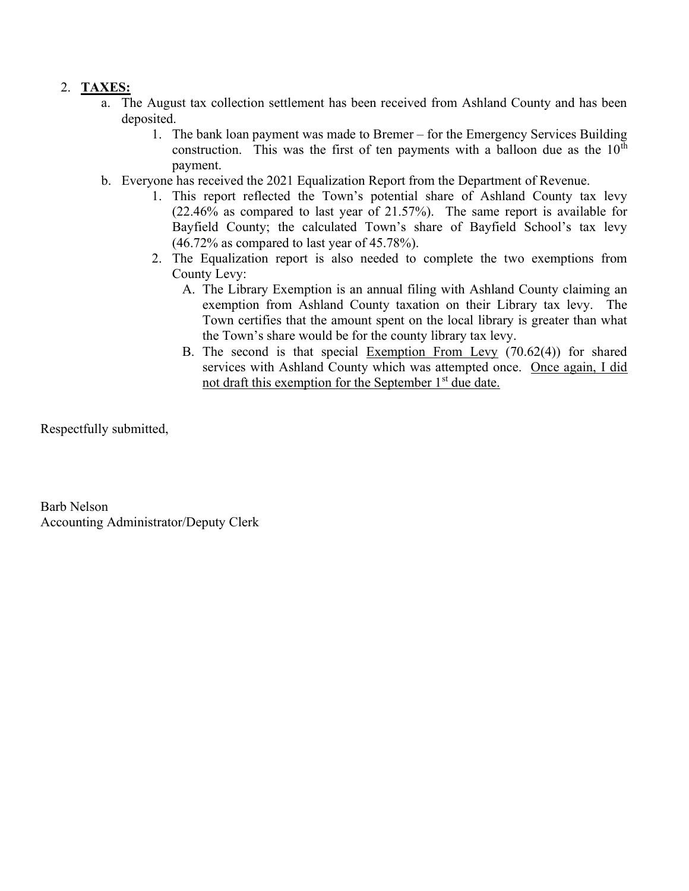2. **TAXES:**
   a. The August tax collection settlement has been received from Ashland County and has been deposited.
      1. The bank loan payment was made to Bremer – for the Emergency Services Building construction. This was the first of ten payments with a balloon due as the 10th payment.
   b. Everyone has received the 2021 Equalization Report from the Department of Revenue.
      1. This report reflected the Town's potential share of Ashland County tax levy (22.46% as compared to last year of 21.57%). The same report is available for Bayfield County; the calculated Town's share of Bayfield School's tax levy (46.72% as compared to last year of 45.78%).
      2. The Equalization report is also needed to complete the two exemptions from County Levy:
         A. The Library Exemption is an annual filing with Ashland County claiming an exemption from Ashland County taxation on their Library tax levy. The Town certifies that the amount spent on the local library is greater than what the Town's share would be for the county library tax levy.
         B. The second is that special <u>Exemption From Levy</u> (70.62(4)) for shared services with Ashland County which was attempted once. <u>Once again, I did not draft this exemption for the September 1st due date.</u>

Respectfully submitted,

Barb Nelson
Accounting Administrator/Deputy Clerk